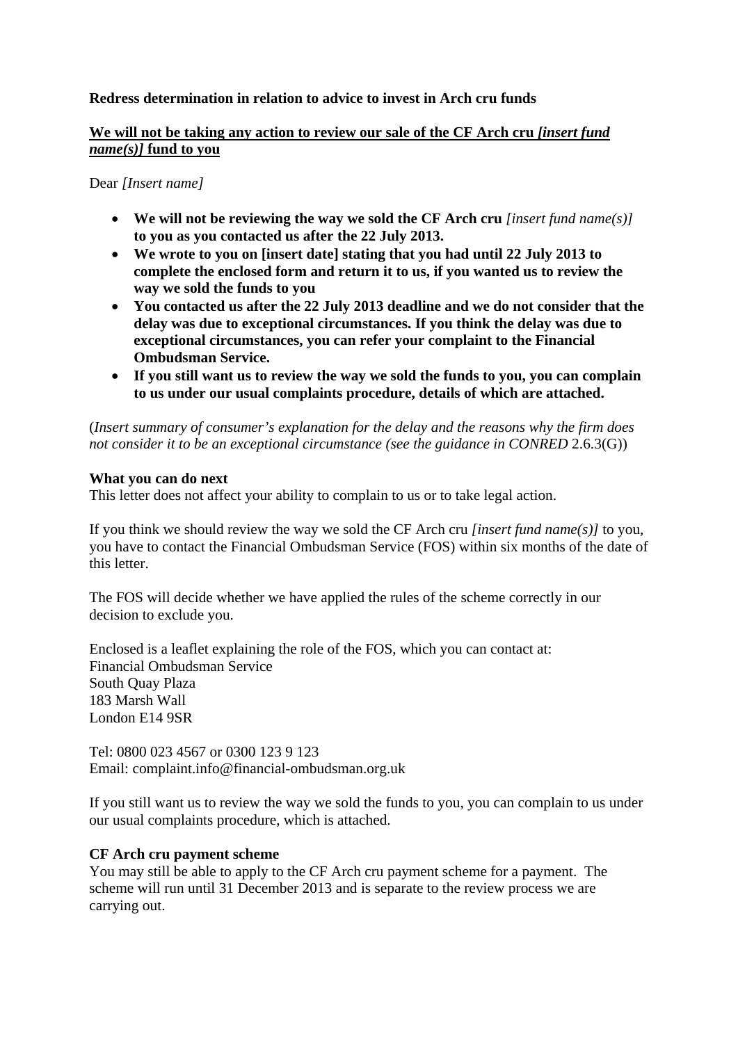**Redress determination in relation to advice to invest in Arch cru funds**

**<u>We will not be taking any action to review our sale of the CF Arch cru *[insert fund name(s)]* fund to you</u>**

Dear *[Insert name]*

- **We will not be reviewing the way we sold the CF Arch cru** *[insert fund name(s)]* **to you as you contacted us after the 22 July 2013.**
- **We wrote to you on [insert date] stating that you had until 22 July 2013 to complete the enclosed form and return it to us, if you wanted us to review the way we sold the funds to you**
- **You contacted us after the 22 July 2013 deadline and we do not consider that the delay was due to exceptional circumstances. If you think the delay was due to exceptional circumstances, you can refer your complaint to the Financial Ombudsman Service.**
- **If you still want us to review the way we sold the funds to you, you can complain to us under our usual complaints procedure, details of which are attached.**

(*Insert summary of consumer's explanation for the delay and the reasons why the firm does not consider it to be an exceptional circumstance (see the guidance in CONRED* 2.6.3(G))

**What you can do next**
This letter does not affect your ability to complain to us or to take legal action.

If you think we should review the way we sold the CF Arch cru *[insert fund name(s)]* to you, you have to contact the Financial Ombudsman Service (FOS) within six months of the date of this letter.

The FOS will decide whether we have applied the rules of the scheme correctly in our decision to exclude you.

Enclosed is a leaflet explaining the role of the FOS, which you can contact at:
Financial Ombudsman Service
South Quay Plaza
183 Marsh Wall
London E14 9SR

Tel: 0800 023 4567 or 0300 123 9 123
Email: complaint.info@financial-ombudsman.org.uk

If you still want us to review the way we sold the funds to you, you can complain to us under our usual complaints procedure, which is attached.

**CF Arch cru payment scheme**
You may still be able to apply to the CF Arch cru payment scheme for a payment. The scheme will run until 31 December 2013 and is separate to the review process we are carrying out.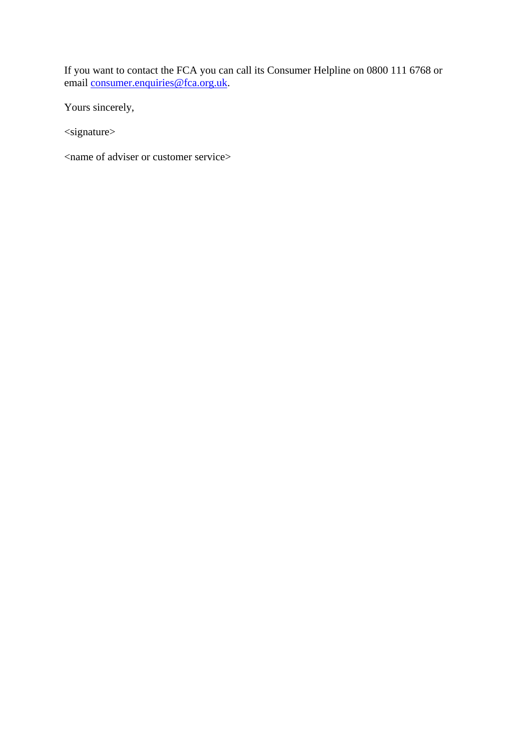If you want to contact the FCA you can call its Consumer Helpline on 0800 111 6768 or email [consumer.enquiries@fca.org.uk](mailto:consumer.enquiries@fca.org.uk).

Yours sincerely,

<signature>

<name of adviser or customer service>